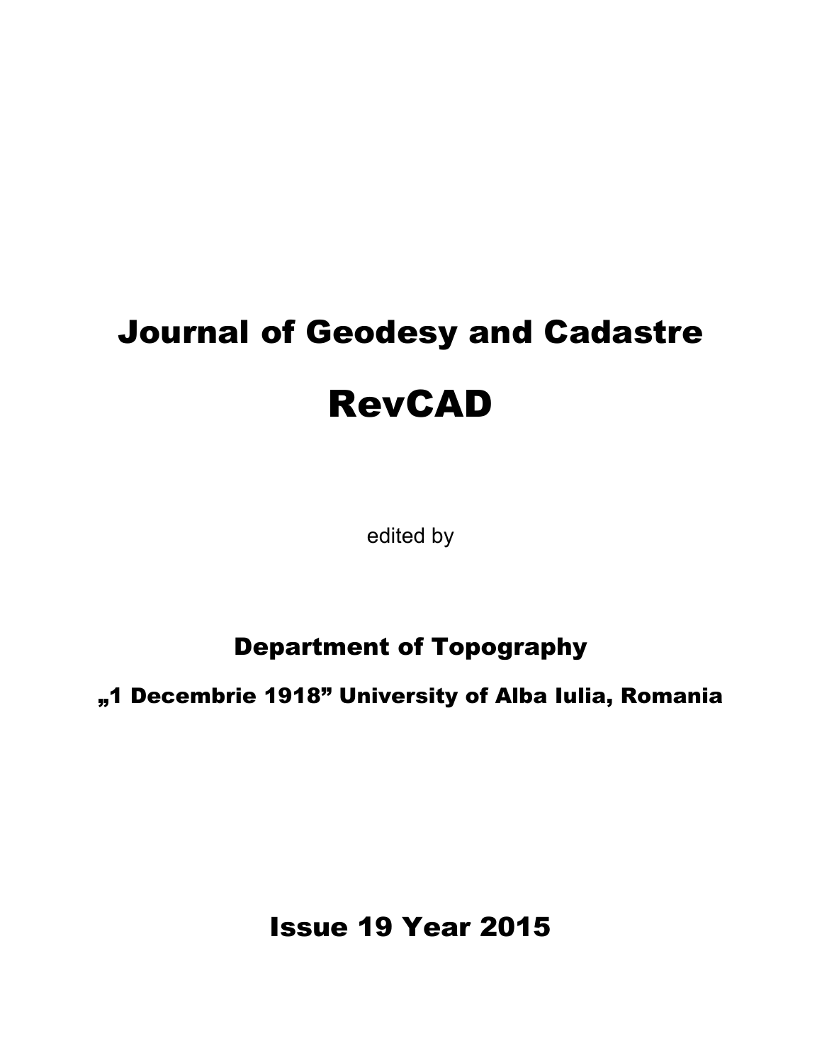# Journal of Geodesy and Cadastre

# RevCAD

edited by

## Department of Topography

**„1 Decembrie 1918" University of Alba Iulia, Romania**

## Issue 19 Year 2015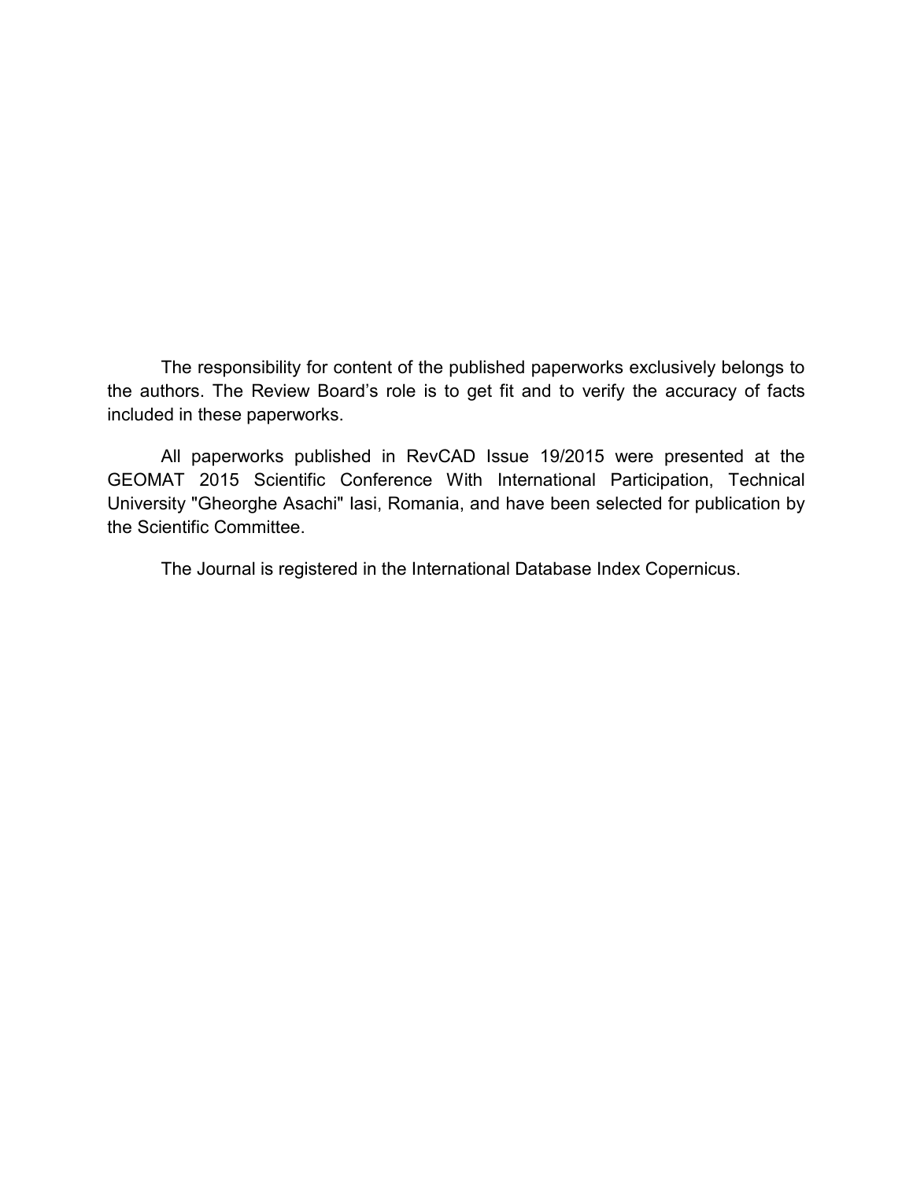The responsibility for content of the published paperworks exclusively belongs to the authors. The Review Board's role is to get fit and to verify the accuracy of facts included in these paperworks.

All paperworks published in RevCAD Issue 19/2015 were presented at the GEOMAT 2015 Scientific Conference With International Participation, Technical University "Gheorghe Asachi" Iasi, Romania, and have been selected for publication by the Scientific Committee.

The Journal is registered in the International Database Index Copernicus.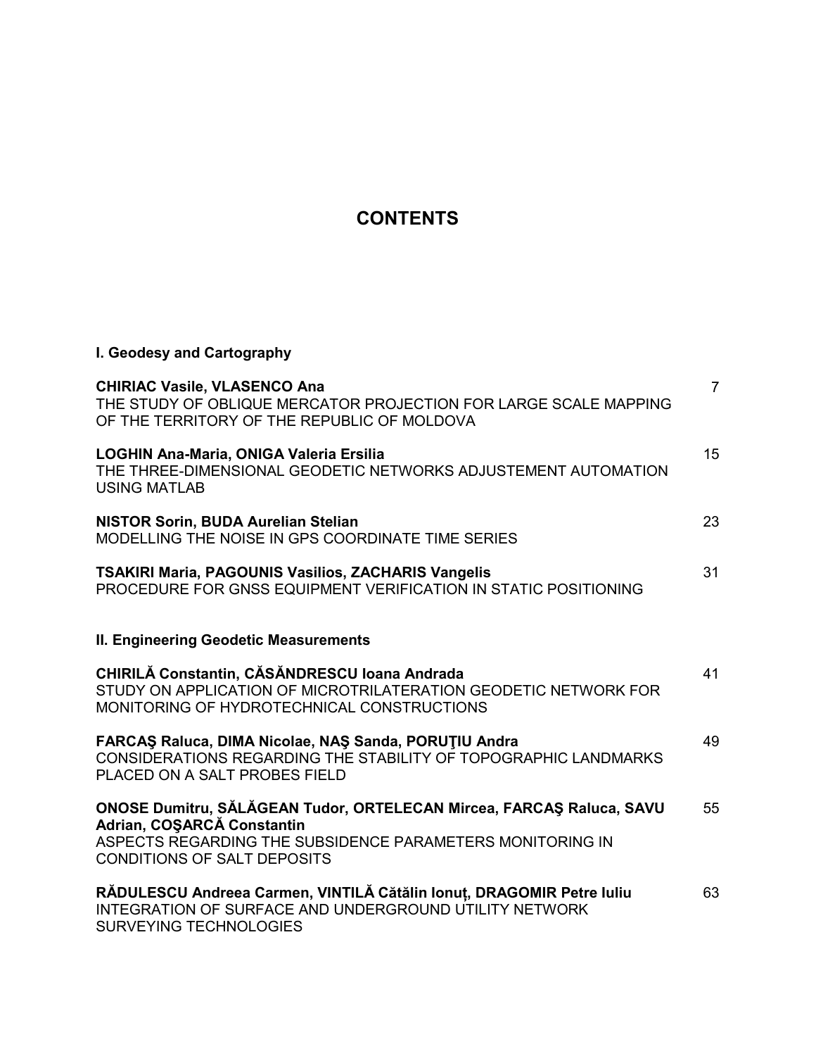# CONTENTS

## I. Geodesy and Cartography

**CHIRIAC Vasile, VLASENCO Ana** — 7
THE STUDY OF OBLIQUE MERCATOR PROJECTION FOR LARGE SCALE MAPPING OF THE TERRITORY OF THE REPUBLIC OF MOLDOVA

**LOGHIN Ana-Maria, ONIGA Valeria Ersilia** — 15
THE THREE-DIMENSIONAL GEODETIC NETWORKS ADJUSTEMENT AUTOMATION USING MATLAB

**NISTOR Sorin, BUDA Aurelian Stelian** — 23
MODELLING THE NOISE IN GPS COORDINATE TIME SERIES

**TSAKIRI Maria, PAGOUNIS Vasilios, ZACHARIS Vangelis** — 31
PROCEDURE FOR GNSS EQUIPMENT VERIFICATION IN STATIC POSITIONING

## II. Engineering Geodetic Measurements

**CHIRILĂ Constantin, CĂSĂNDRESCU Ioana Andrada** — 41
STUDY ON APPLICATION OF MICROTRILATERATION GEODETIC NETWORK FOR MONITORING OF HYDROTECHNICAL CONSTRUCTIONS

**FARCAŞ Raluca, DIMA Nicolae, NAŞ Sanda, PORUŢIU Andra** — 49
CONSIDERATIONS REGARDING THE STABILITY OF TOPOGRAPHIC LANDMARKS PLACED ON A SALT PROBES FIELD

**ONOSE Dumitru, SĂLĂGEAN Tudor, ORTELECAN Mircea, FARCAŞ Raluca, SAVU Adrian, COŞARCĂ Constantin** — 55
ASPECTS REGARDING THE SUBSIDENCE PARAMETERS MONITORING IN CONDITIONS OF SALT DEPOSITS

**RĂDULESCU Andreea Carmen, VINTILĂ Cătălin Ionuţ, DRAGOMIR Petre Iuliu** — 63
INTEGRATION OF SURFACE AND UNDERGROUND UTILITY NETWORK SURVEYING TECHNOLOGIES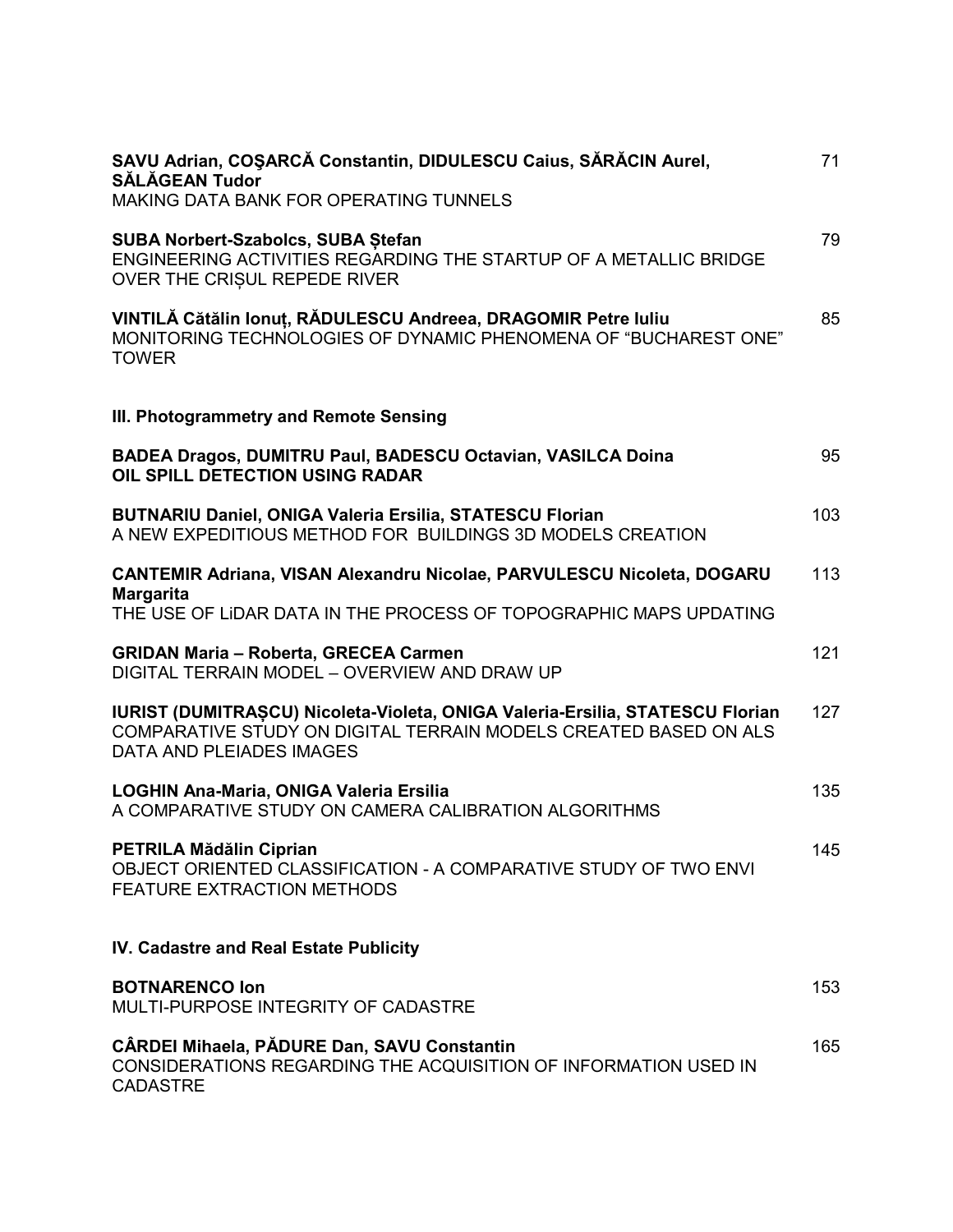**SAVU Adrian, COŞARCĂ Constantin, DIDULESCU Caius, SĂRĂCIN Aurel, SĂLĂGEAN Tudor** 71
MAKING DATA BANK FOR OPERATING TUNNELS

**SUBA Norbert-Szabolcs, SUBA Ștefan** 79
ENGINEERING ACTIVITIES REGARDING THE STARTUP OF A METALLIC BRIDGE OVER THE CRIȘUL REPEDE RIVER

**VINTILĂ Cătălin Ionuț, RĂDULESCU Andreea, DRAGOMIR Petre Iuliu** 85
MONITORING TECHNOLOGIES OF DYNAMIC PHENOMENA OF "BUCHAREST ONE" TOWER

## III. Photogrammetry and Remote Sensing

**BADEA Dragos, DUMITRU Paul, BADESCU Octavian, VASILCA Doina** 95
**OIL SPILL DETECTION USING RADAR**

**BUTNARIU Daniel, ONIGA Valeria Ersilia, STATESCU Florian** 103
A NEW EXPEDITIOUS METHOD FOR BUILDINGS 3D MODELS CREATION

**CANTEMIR Adriana, VISAN Alexandru Nicolae, PARVULESCU Nicoleta, DOGARU Margarita** 113
THE USE OF LiDAR DATA IN THE PROCESS OF TOPOGRAPHIC MAPS UPDATING

**GRIDAN Maria – Roberta, GRECEA Carmen** 121
DIGITAL TERRAIN MODEL – OVERVIEW AND DRAW UP

**IURIST (DUMITRAȘCU) Nicoleta-Violeta, ONIGA Valeria-Ersilia, STATESCU Florian** 127
COMPARATIVE STUDY ON DIGITAL TERRAIN MODELS CREATED BASED ON ALS DATA AND PLEIADES IMAGES

**LOGHIN Ana-Maria, ONIGA Valeria Ersilia** 135
A COMPARATIVE STUDY ON CAMERA CALIBRATION ALGORITHMS

**PETRILA Mădălin Ciprian** 145
OBJECT ORIENTED CLASSIFICATION - A COMPARATIVE STUDY OF TWO ENVI FEATURE EXTRACTION METHODS

## IV. Cadastre and Real Estate Publicity

**BOTNARENCO Ion** 153
MULTI-PURPOSE INTEGRITY OF CADASTRE

**CÂRDEI Mihaela, PĂDURE Dan, SAVU Constantin** 165
CONSIDERATIONS REGARDING THE ACQUISITION OF INFORMATION USED IN CADASTRE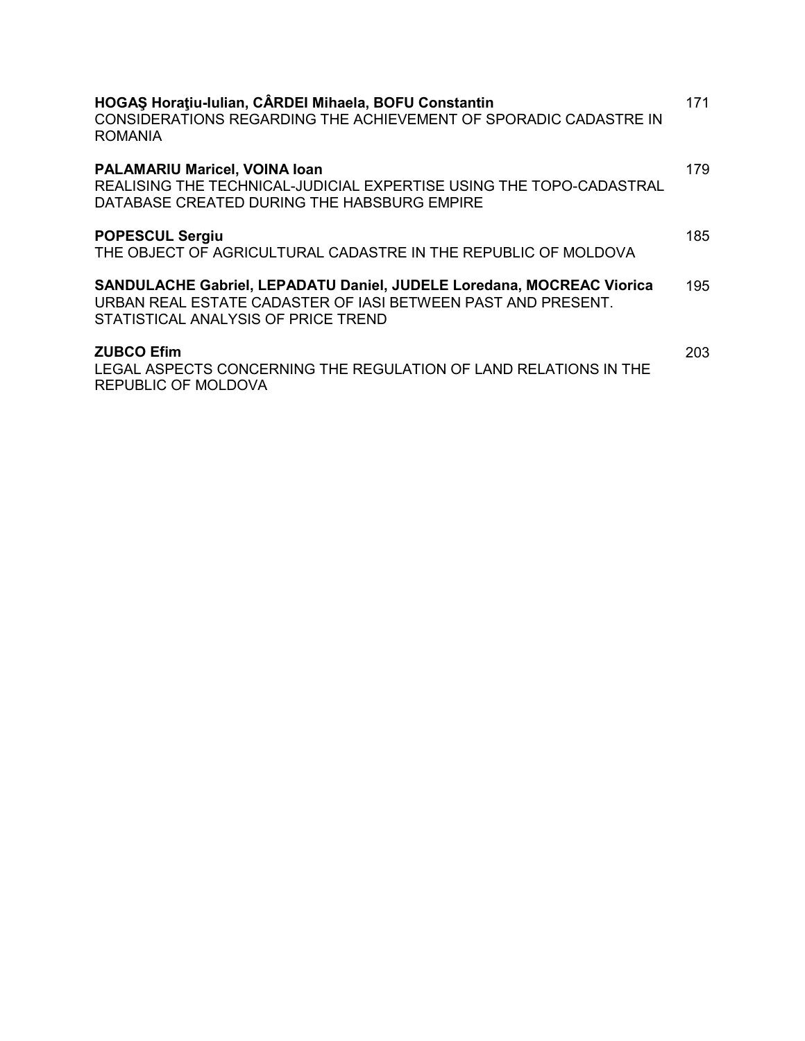**HOGAŞ Horaţiu-Iulian, CÂRDEI Mihaela, BOFU Constantin** 171
CONSIDERATIONS REGARDING THE ACHIEVEMENT OF SPORADIC CADASTRE IN ROMANIA

**PALAMARIU Maricel, VOINA Ioan** 179
REALISING THE TECHNICAL-JUDICIAL EXPERTISE USING THE TOPO-CADASTRAL DATABASE CREATED DURING THE HABSBURG EMPIRE

**POPESCUL Sergiu** 185
THE OBJECT OF AGRICULTURAL CADASTRE IN THE REPUBLIC OF MOLDOVA

**SANDULACHE Gabriel, LEPADATU Daniel, JUDELE Loredana, MOCREAC Viorica** 195
URBAN REAL ESTATE CADASTER OF IASI BETWEEN PAST AND PRESENT. STATISTICAL ANALYSIS OF PRICE TREND

**ZUBCO Efim** 203
LEGAL ASPECTS CONCERNING THE REGULATION OF LAND RELATIONS IN THE REPUBLIC OF MOLDOVA